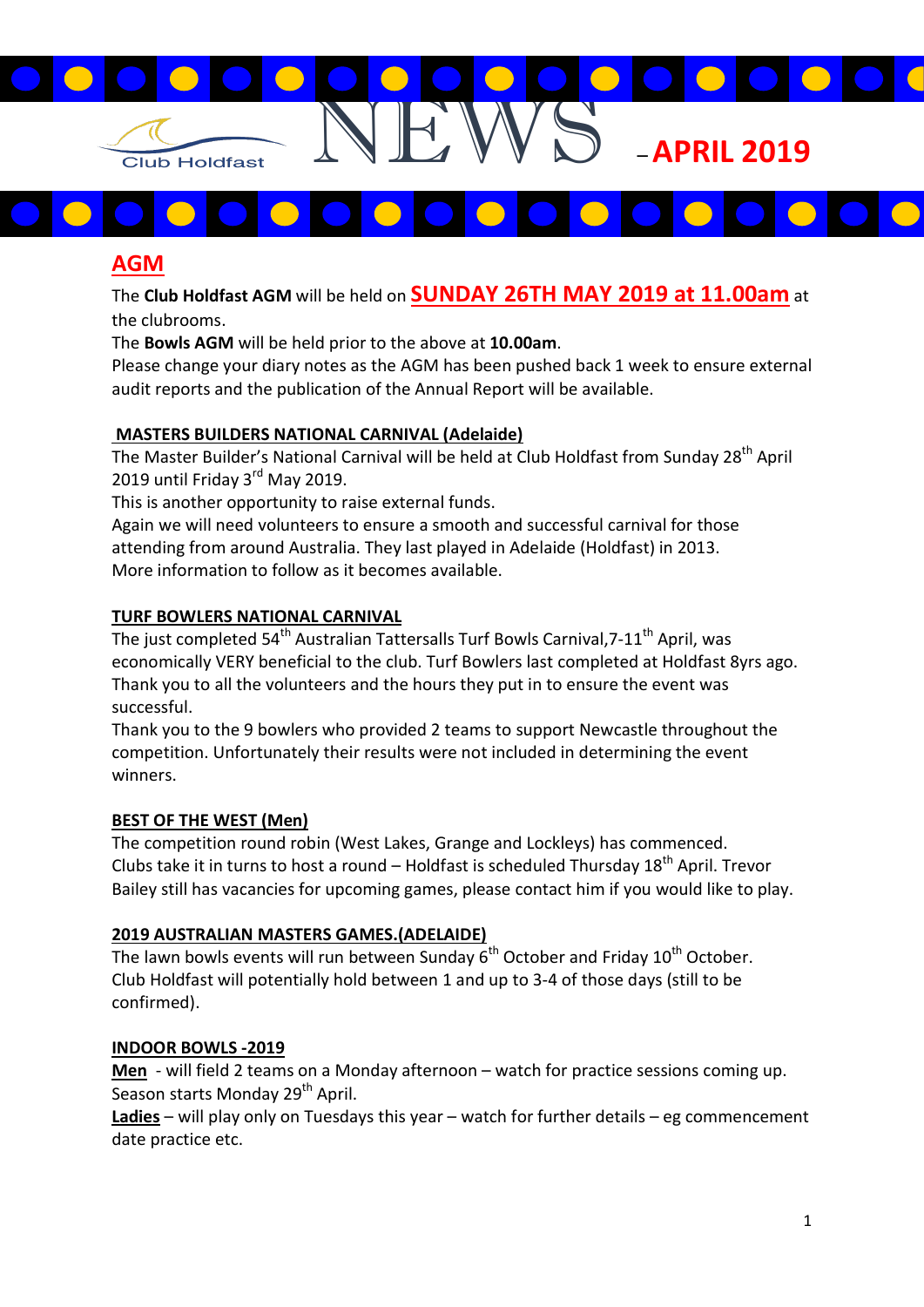Club Holdfast

# NEWS – APRIL 2019

## AGM

The **Club Holdfast AGM** will be held on **SUNDAY 26TH MAY 2019 at 11.00am** at the clubrooms.

The **Bowls AGM** will be held prior to the above at **10.00am**.

Please change your diary notes as the AGM has been pushed back 1 week to ensure external audit reports and the publication of the Annual Report will be available.

### MASTERS BUILDERS NATIONAL CARNIVAL (Adelaide)

The Master Builder's National Carnival will be held at Club Holdfast from Sunday 28th April 2019 until Friday 3rd May 2019.

This is another opportunity to raise external funds.

Again we will need volunteers to ensure a smooth and successful carnival for those attending from around Australia. They last played in Adelaide (Holdfast) in 2013.

More information to follow as it becomes available.

### TURF BOWLERS NATIONAL CARNIVAL

The just completed 54th Australian Tattersalls Turf Bowls Carnival,7-11th April, was economically VERY beneficial to the club. Turf Bowlers last completed at Holdfast 8yrs ago.

Thank you to all the volunteers and the hours they put in to ensure the event was successful.

Thank you to the 9 bowlers who provided 2 teams to support Newcastle throughout the competition. Unfortunately their results were not included in determining the event winners.

### BEST OF THE WEST (Men)

The competition round robin (West Lakes, Grange and Lockleys) has commenced.

Clubs take it in turns to host a round – Holdfast is scheduled Thursday 18th April. Trevor Bailey still has vacancies for upcoming games, please contact him if you would like to play.

### 2019 AUSTRALIAN MASTERS GAMES.(ADELAIDE)

The lawn bowls events will run between Sunday 6th October and Friday 10th October.

Club Holdfast will potentially hold between 1 and up to 3-4 of those days (still to be confirmed).

### INDOOR BOWLS -2019

**Men** - will field 2 teams on a Monday afternoon – watch for practice sessions coming up. Season starts Monday 29th April.

**Ladies** – will play only on Tuesdays this year – watch for further details – eg commencement date practice etc.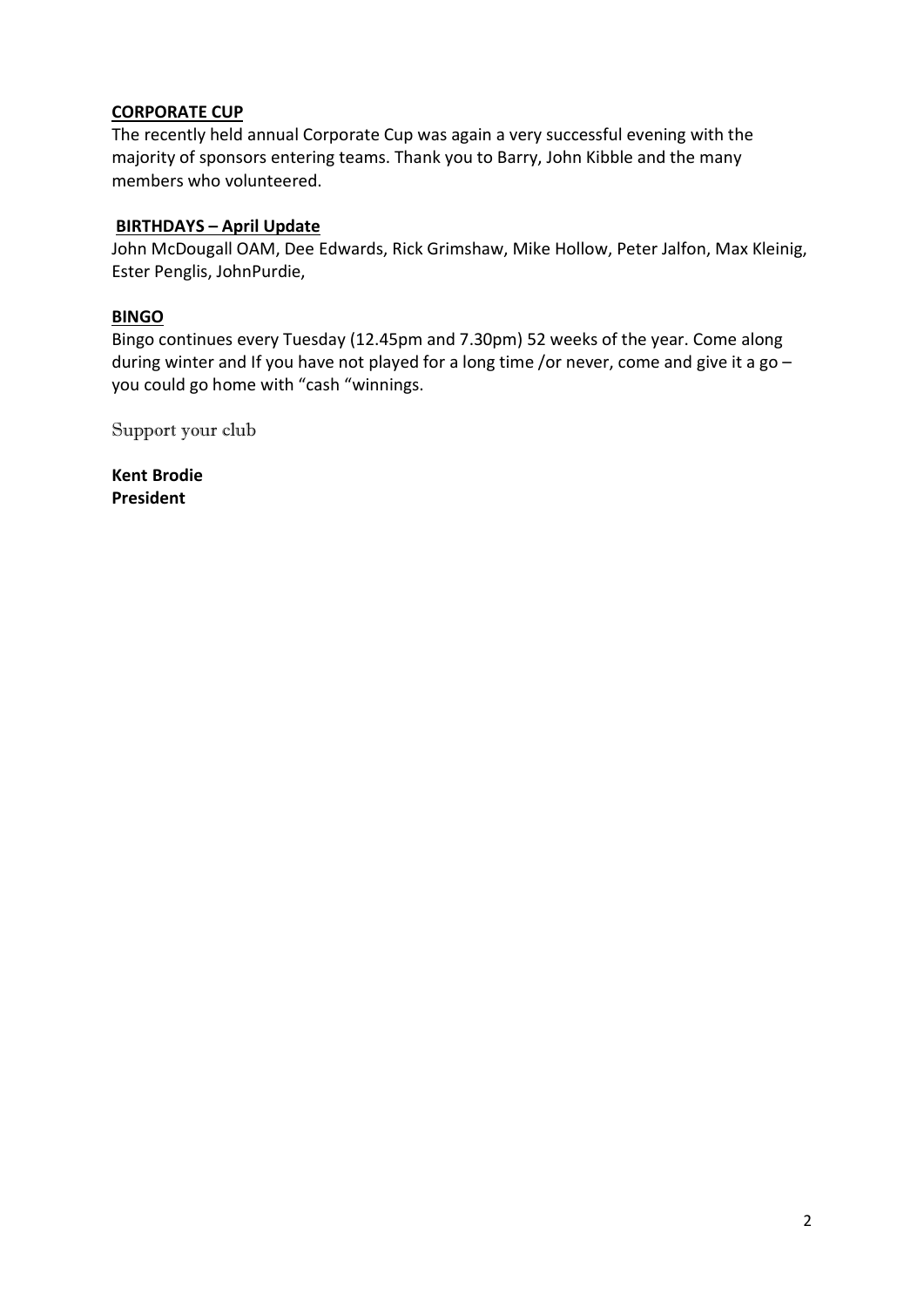**CORPORATE CUP**

The recently held annual Corporate Cup was again a very successful evening with the majority of sponsors entering teams. Thank you to Barry, John Kibble and the many members who volunteered.

**BIRTHDAYS – April Update**

John McDougall OAM, Dee Edwards, Rick Grimshaw, Mike Hollow, Peter Jalfon, Max Kleinig, Ester Penglis, JohnPurdie,

**BINGO**

Bingo continues every Tuesday (12.45pm and 7.30pm) 52 weeks of the year. Come along during winter and If you have not played for a long time /or never, come and give it a go – you could go home with "cash "winnings.

Support your club

**Kent Brodie**
**President**